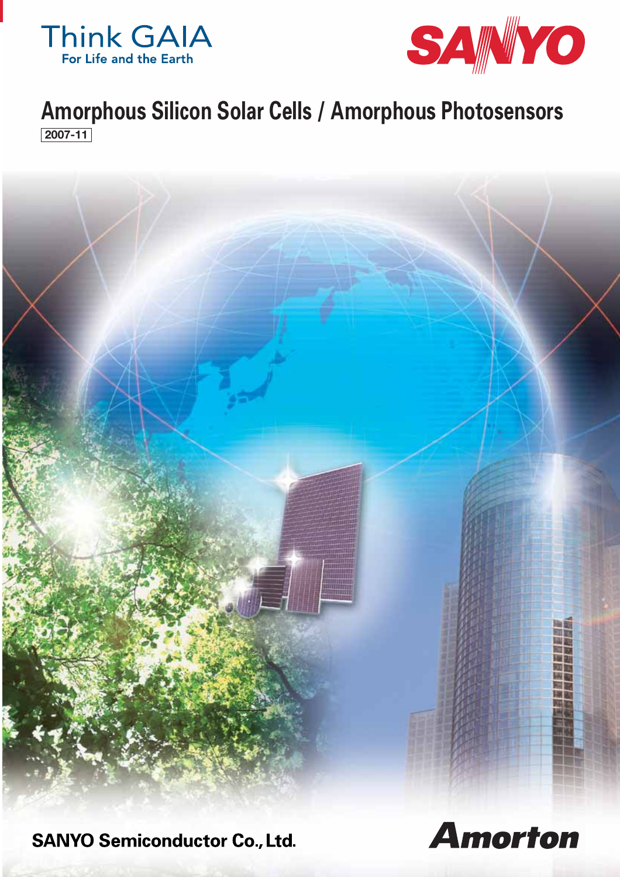Think GAIA
For Life and the Earth

SANYO

# Amorphous Silicon Solar Cells / Amorphous Photosensors

2007-11

SANYO Semiconductor Co., Ltd.

Amorton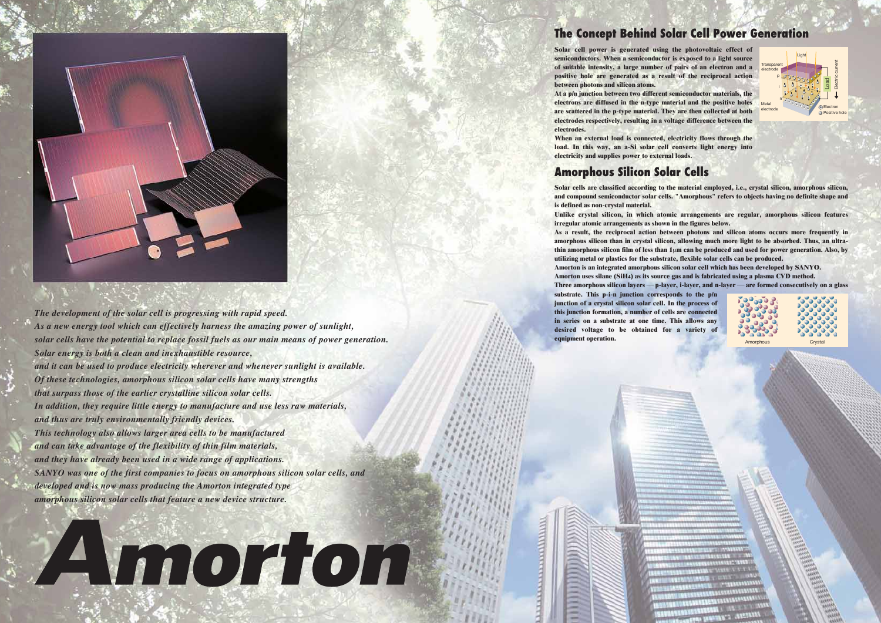## The Concept Behind Solar Cell Power Generation

**Solar cell power is generated using the photovoltaic effect of semiconductors. When a semiconductor is exposed to a light source of suitable intensity, a large number of pairs of an electron and a positive hole are generated as a result of the reciprocal action between photons and silicon atoms.**

**At a p/n junction between two different semiconductor materials, the electrons are diffused in the n-type material and the positive holes are scattered in the p-type material. They are then collected at both electrodes respectively, resulting in a voltage difference between the electrodes.**

**When an external load is connected, electricity flows through the load. In this way, an a-Si solar cell converts light energy into electricity and supplies power to external loads.**

## Amorphous Silicon Solar Cells

**Solar cells are classified according to the material employed, i.e., crystal silicon, amorphous silicon, and compound semiconductor solar cells. "Amorphous" refers to objects having no definite shape and is defined as non-crystal material.**

**Unlike crystal silicon, in which atomic arrangements are regular, amorphous silicon features irregular atomic arrangements as shown in the figures below.**

**As a result, the reciprocal action between photons and silicon atoms occurs more frequently in amorphous silicon than in crystal silicon, allowing much more light to be absorbed. Thus, an ultra-thin amorphous silicon film of less than 1μm can be produced and used for power generation. Also, by utilizing metal or plastics for the substrate, flexible solar cells can be produced.**

**Amorton is an integrated amorphous silicon solar cell which has been developed by SANYO.**

**Amorton uses silane ($SiH_4$) as its source gas and is fabricated using a plasma CVD method.**

**Three amorphous silicon layers — p-layer, i-layer, and n-layer — are formed consecutively on a glass substrate. This p-i-n junction corresponds to the p/n junction of a crystal silicon solar cell. In the process of this junction formation, a number of cells are connected in series on a substrate at one time. This allows any desired voltage to be obtained for a variety of equipment operation.**

*The development of the solar cell is progressing with rapid speed.*
*As a new energy tool which can effectively harness the amazing power of sunlight,*
*solar cells have the potential to replace fossil fuels as our main means of power generation.*
*Solar energy is both a clean and inexhaustible resource,*
*and it can be used to produce electricity wherever and whenever sunlight is available.*
*Of these technologies, amorphous silicon solar cells have many strengths*
*that surpass those of the earlier crystalline silicon solar cells.*
*In addition, they require little energy to manufacture and use less raw materials,*
*and thus are truly environmentally friendly devices.*
*This technology also allows larger area cells to be manufactured*
*and can take advantage of the flexibility of thin film materials,*
*and they have already been used in a wide range of applications.*
*SANYO was one of the first companies to focus on amorphous silicon solar cells, and*
*developed and is now mass producing the Amorton integrated type*
*amorphous silicon solar cells that feature a new device structure.*

# *Amorton*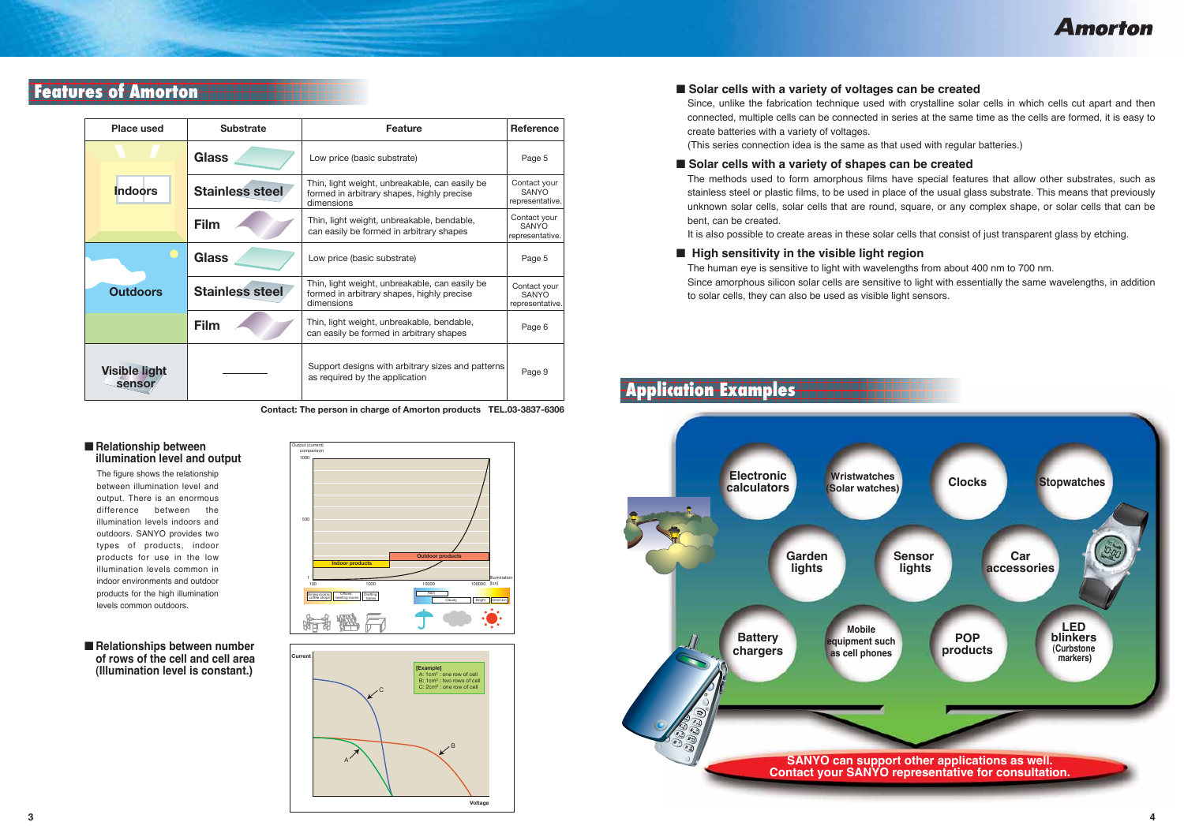## Features of Amorton

| Place used | Substrate | Feature | Reference |
|---|---|---|---|
| Indoors | Glass | Low price (basic substrate) | Page 5 |
| | Stainless steel | Thin, light weight, unbreakable, can easily be formed in arbitrary shapes, highly precise dimensions | Contact your SANYO representative. |
| | Film | Thin, light weight, unbreakable, bendable, can easily be formed in arbitrary shapes | Contact your SANYO representative. |
| Outdoors | Glass | Low price (basic substrate) | Page 5 |
| | Stainless steel | Thin, light weight, unbreakable, can easily be formed in arbitrary shapes, highly precise dimensions | Contact your SANYO representative. |
| | Film | Thin, light weight, unbreakable, bendable, can easily be formed in arbitrary shapes | Page 6 |
| Visible light sensor | ——— | Support designs with arbitrary sizes and patterns as required by the application | Page 9 |

**Contact: The person in charge of Amorton products TEL.03-3837-6306**

### ■ Relationship between illumination level and output

The figure shows the relationship between illumination level and output. There is an enormous difference between the illumination levels indoors and outdoors. SANYO provides two types of products, indoor products for use in the low illumination levels common in indoor environments and outdoor products for the high illumination levels common outdoors.

Output (current) comparison: 1, 500, 1000. Illumination (lux): 100, 1000, 10000, 100000. Indoor products; Outdoor products. Dining rooms, coffee shops; Offices, meeting rooms; Drafting tables; Rain; Cloudy; Bright; Direct sun.

### ■ Relationships between number of rows of the cell and cell area (Illumination level is constant.)

Current / Voltage

[Example]
A: 1cm²: one row of cell
B: 1cm²: two rows of cell
C: 2cm²: one row of cell

### ■ Solar cells with a variety of voltages can be created

Since, unlike the fabrication technique used with crystalline solar cells in which cells cut apart and then connected, multiple cells can be connected in series at the same time as the cells are formed, it is easy to create batteries with a variety of voltages.
(This series connection idea is the same as that used with regular batteries.)

### ■ Solar cells with a variety of shapes can be created

The methods used to form amorphous films have special features that allow other substrates, such as stainless steel or plastic films, to be used in place of the usual glass substrate. This means that previously unknown solar cells, solar cells that are round, square, or any complex shape, or solar cells that can be bent, can be created.
It is also possible to create areas in these solar cells that consist of just transparent glass by etching.

### ■ High sensitivity in the visible light region

The human eye is sensitive to light with wavelengths from about 400 nm to 700 nm.
Since amorphous silicon solar cells are sensitive to light with essentially the same wavelengths, in addition to solar cells, they can also be used as visible light sensors.

## Application Examples

- Electronic calculators
- Wristwatches (Solar watches)
- Clocks
- Stopwatches
- Garden lights
- Sensor lights
- Car accessories
- Battery chargers
- Mobile equipment such as cell phones
- POP products
- LED blinkers (Curbstone markers)

**SANYO can support other applications as well. Contact your SANYO representative for consultation.**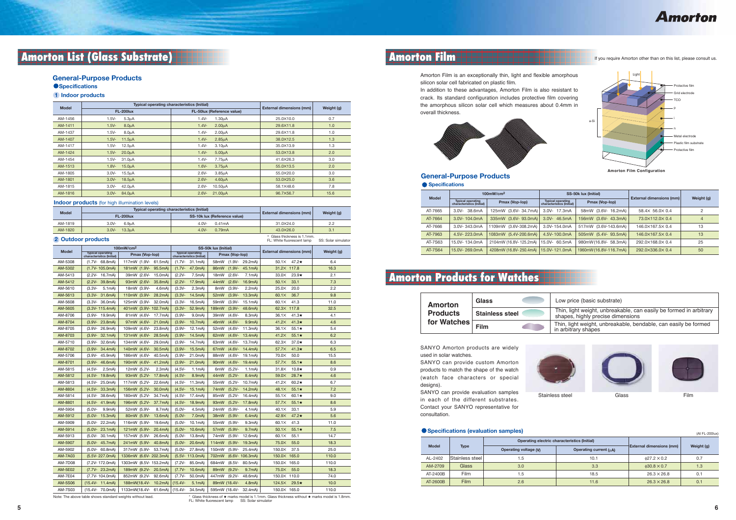# Amorton List (Glass Substrate)

## General-Purpose Products

### Specifications

#### 1 Indoor products

| Model | Typical operating characteristics (Initial) | | External dimensions (mm) | Weight (g) |
|---|---|---|---|---|
| | FL-200lux | FL-50lux (Reference value) | | |
| AM-1456 | 1.5V- 5.3μA | 1.4V- 1.30μA | 25.0X10.0 | 0.7 |
| AM-1411 | 1.5V- 8.0μA | 1.4V- 2.00μA | 29.6X11.8 | 1.0 |
| AM-1437 | 1.5V- 8.0μA | 1.4V- 2.00μA | 29.6X11.8 | 1.0 |
| AM-1407 | 1.5V- 11.5μA | 1.4V- 2.85μA | 38.0X12.5 | 1.3 |
| AM-1417 | 1.5V- 12.5μA | 1.4V- 3.10μA | 35.0X13.9 | 1.3 |
| AM-1424 | 1.5V- 20.0μA | 1.4V- 5.00μA | 53.0X13.8 | 2.0 |
| AM-1454 | 1.5V- 31.0μA | 1.4V- 7.75μA | 41.6X26.3 | 3.0 |
| AM-1513 | 1.8V- 15.0μA | 1.6V- 3.75μA | 55.0X13.5 | 2.0 |
| AM-1805 | 3.0V- 15.5μA | 2.6V- 3.85μA | 55.0X20.0 | 3.0 |
| AM-1801 | 3.0V- 18.5μA | 2.6V- 4.60μA | 53.0X25.0 | 3.6 |
| AM-1815 | 3.0V- 42.0μA | 2.6V- 10.50μA | 58.1X48.6 | 7.8 |
| AM-1816 | 3.0V- 84.0μA | 2.6V- 21.00μA | 96.7X56.7 | 15.6 |

#### Indoor products (for high illumination levels)

| Model | Typical operating characteristics (Initial) | | External dimensions (mm) | Weight (g) |
|---|---|---|---|---|
| | FL-200lux | SS-10k lux (Reference value) | | |
| AM-1819 | 3.0V- 6.9μA | 4.0V- 0.41mA | 31.0X24.0 | 2.2 |
| AM-1820 | 3.0V- 13.3μA | 4.0V- 0.79mA | 43.0X26.0 | 3.1 |

* Glass thickness is 1.1mm.
FL: White fluorescent lamp SS: Solar simulator

#### 2 Outdoor products

| Model | 100mW/cm² | | SS-50k lux (Initial) | | External dimensions (mm) | Weight (g) |
|---|---|---|---|---|---|---|
| | Typical operating characteristics (Initial) | Pmax (Vop-Iop) | Typical operating characteristics (Initial) | Pmax (Vop-Iop) | | |
| AM-5308 | (1.7V- 68.8mA) | 117mW (1.9V- 61.5mA) | (1.7V- 31.1mA) | 58mW (1.9V- 29.2mA) | 50.1X 47.2★ | 6.4 |
| AM-5302 | (1.7V- 105.0mA) | 181mW (1.9V- 95.5mA) | (1.7V- 47.0mA) | 86mW (1.9V- 45.1mA) | 31.2X 117.8 | 16.3 |
| AM-5413 | (2.2V- 16.7mA) | 39mW (2.6V- 15.0mA) | (2.2V- 7.5mA) | 18mW (2.6V- 7.1mA) | 33.0X 23.9★ | 2.1 |
| AM-5412 | (2.2V- 39.8mA) | 93mW (2.6V- 35.8mA) | (2.2V- 17.9mA) | 44mW (2.6V- 16.9mA) | 50.1X 33.1 | 7.3 |
| AM-5610 | (3.3V- 5.1mA) | 18mW (3.9V- 4.6mA) | (3.3V- 2.3mA) | 8mW (3.9V- 2.2mA) | 25.0X 20.0 | 2.2 |
| AM-5613 | (3.3V- 31.6mA) | 110mW (3.9V- 28.2mA) | (3.3V- 14.5mA) | 52mW (3.9V- 13.3mA) | 60.1X 36.7 | 9.8 |
| AM-5608 | (3.3V- 36.0mA) | 125mW (3.9V- 32.0mA) | (3.3V- 16.5mA) | 59mW (3.9V- 15.1mA) | 60.1X 41.3 | 11.0 |
| AM-5605 | (3.3V- 115.4mA) | 401mW (3.9V- 102.7mA) | (3.3V- 52.9mA) | 189mW (3.9V- 48.6mA) | 62.3X 117.8 | 32.5 |
| AM-8706 | (3.9V- 19.9mA) | 81mW (4.6V- 17.7mA) | (3.9V- 9.0mA) | 39mW (4.6V- 8.3mA) | 36.1X 41.3★ | 4.1 |
| AM-8704 | (3.9V- 23.8mA) | 97mW (4.6V- 21.0mA) | (3.9V- 10.7mA) | 46mW (4.6V- 9.9mA) | 41.2X 41.3★ | 4.6 |
| AM-8705 | (3.9V- 26.9mA) | 109mW (4.6V- 23.8mA) | (3.9V- 12.1mA) | 52mW (4.6V- 11.3mA) | 36.1X 55.1★ | 5.4 |
| AM-8703 | (3.9V- 32.1mA) | 131mW (4.6V- 28.5mA) | (3.9V- 14.5mA) | 62mW (4.6V- 13.4mA) | 41.2X 55.1★ | 6.2 |
| AM-5710 | (3.9V- 32.6mA) | 134mW (4.6V- 29.0mA) | (3.9V- 14.7mA) | 63mW (4.6V- 13.7mA) | 62.3X 37.0★ | 6.3 |
| AM-8702 | (3.9V- 34.4mA) | 140mW (4.6V- 30.5mA) | (3.9V- 15.5mA) | 67mW (4.6V- 14.4mA) | 57.7X 41.3★ | 6.5 |
| AM-5706 | (3.9V- 45.9mA) | 186mW (4.6V- 40.5mA) | (3.9V- 21.0mA) | 88mW (4.6V- 19.1mA) | 70.0X 50.0 | 15.5 |
| AM-8701 | (3.9V- 46.6mA) | 190mW (4.6V- 41.2mA) | (3.9V- 21.0mA) | 90mW (4.6V- 19.4mA) | 57.7X 55.1★ | 8.6 |
| AM-5815 | (4.5V- 2.5mA) | 12mW (5.2V- 2.3mA) | (4.5V- 1.1mA) | 6mW (5.2V- 1.1mA) | 31.8X 10.8★ | 0.9 |
| AM-5812 | (4.5V- 19.8mA) | 93mW (5.2V- 17.8mA) | (4.5V- 8.9mA) | 44mW (5.2V- 8.4mA) | 59.0X 28.7★ | 4.6 |
| AM-5813 | (4.5V- 25.0mA) | 117mW (5.2V- 22.6mA) | (4.5V- 11.3mA) | 55mW (5.2V- 10.7mA) | 41.2X 60.2★ | 6.7 |
| AM-8804 | (4.5V- 33.3mA) | 156mW (5.2V- 30.0mA) | (4.5V- 15.1mA) | 74mW (5.2V- 14.2mA) | 48.1X 55.1★ | 7.2 |
| AM-5814 | (4.5V- 38.6mA) | 180mW (5.2V- 34.7mA) | (4.5V- 17.4mA) | 85mW (5.2V- 16.4mA) | 55.1X 60.1★ | 9.0 |
| AM-8801 | (4.5V- 41.9mA) | 196mW (5.2V- 37.7mA) | (4.5V- 18.9mA) | 93mW (5.2V- 17.8mA) | 57.7X 55.1★ | 8.6 |
| AM-5904 | (5.0V- 9.9mA) | 52mW (5.9V- 8.7mA) | (5.0V- 4.5mA) | 24mW (5.9V- 4.1mA) | 40.1X 33.1 | 5.9 |
| AM-5912 | (5.0V- 15.3mA) | 80mW (5.9V- 13.6mA) | (5.0V- 7.0mA) | 38mW (5.9V- 6.4mA) | 42.9X 47.2★ | 5.6 |
| AM-5909 | (5.0V- 22.2mA) | 116mW (5.9V- 19.6mA) | (5.0V- 10.1mA) | 55mW (5.9V- 9.3mA) | 60.1X 41.3 | 11.0 |
| AM-5914 | (5.0V- 23.1mA) | 121mW (5.9V- 20.4mA) | (5.0V- 10.6mA) | 57mW (5.9V- 9.7mA) | 50.1X 55.1★ | 7.5 |
| AM-5913 | (5.0V- 30.1mA) | 157mW (5.9V- 26.6mA) | (5.0V- 13.8mA) | 74mW (5.9V- 12.6mA) | 60.1X 55.1 | 14.7 |
| AM-5907 | (5.0V- 45.7mA) | 241mW (5.9V- 40.8mA) | (5.0V- 20.6mA) | 114mW (5.9V- 19.3mA) | 75.0X 55.0 | 18.3 |
| AM-5902 | (5.0V- 60.8mA) | 317mW (5.9V- 53.7mA) | (5.0V- 27.8mA) | 150mW (5.9V- 25.4mA) | 150.0X 37.5 | 25.0 |
| AM-7A03 | (5.5V- 227.0mA) | 1336mW (6.6V- 202.3mA) | (5.5V- 113.0mA) | 702mW (6.6V- 106.3mA) | 150.0X 165.0 | 110.0 |
| AM-7D08 | (7.2V- 172.0mA) | 1303mW (8.5V- 153.2mA) | (7.2V- 85.0mA) | 684mW (8.5V- 80.5mA) | 150.0X 165.0 | 110.0 |
| AM-5E02 | (7.7V- 23.2mA) | 189mW (9.2V- 20.5mA) | (7.7V- 10.6mA) | 89mW (9.2V- 9.7mA) | 75.0X 55.0 | 18.3 |
| AM-7E04 | (7.7V- 104.0mA) | 852mW (9.2V- 92.6mA) | (7.7V- 50.0mA) | 447mW (9.2V- 48.6mA) | 150.0X 110.0 | 74.0 |
| AM-5S06 | (15.4V- 11.4mA) | 188mW(18.4V- 10.2mA) | (15.4V- 5.1mA) | 89mW (18.4V- 4.8mA) | 124.5X 29.5★ | 10.0 |
| AM-7S03 | (15.4V- 70.0mA) | 1133mW(18.4V- 61.6mA) | (15.4V- 34.5mA) | 595mW (18.4V- 32.4mA) | 150.0X 165.0 | 110.0 |

Note: The above table shows standard weights without lead.

* Glass thickness of ★ marks model is 1.1mm. Glass thickness without ★ marks model is 1.8mm.
FL: White fluorescent lamp SS: Solar simulator

# Amorton Film

If you require Amorton other than on this list, please consult us.

Amorton Film is an exceptionally thin, light and flexible amorphous silicon solar cell fabricated on plastic film.
In addition to these advantages, Amorton Film is also resistant to crack. Its standard configuration includes protective film covering the amorphous silicon solar cell which measures about 0.4mm in overall thickness.

Light / Protective film / Grid electrode / TCO / p / i / n / a-Si / Metal electrode / Plastic film substrate / Protective film

**Amorton Film Configuration**

## General-Purpose Products

### Specifications

| Model | 100mW/cm² | | SS-50k lux (Initial) | | External dimensions (mm) | Weight (g) |
|---|---|---|---|---|---|---|
| | Typical operating characteristics (Initial) | Pmax (Vop-Iop) | Typical operating characteristics (Initial) | Pmax (Vop-Iop) | | |
| AT-7665 | 3.0V- 38.6mA | 125mW (3.6V- 34.7mA) | 3.0V- 17.3mA | 58mW (3.6V- 16.2mA) | 58.4X 56.0X 0.4 | 2 |
| AT-7664 | 3.0V- 104.0mA | 335mW (3.6V- 93.0mA) | 3.0V- 46.5mA | 156mW (3.6V- 43.3mA) | 73.0X112.0X 0.4 | 4 |
| AT-7666 | 3.0V- 343.0mA | 1109mW (3.6V-308.2mA) | 3.0V- 154.0mA | 517mW (3.6V-143.6mA) | 146.0X167.5X 0.4 | 13 |
| AT-7963 | 4.5V- 223.0mA | 1083mW (5.4V-200.6mA) | 4.5V- 100.0mA | 505mW (5.4V- 93.5mA) | 146.0X167.5X 0.4 | 13 |
| AT-7S63 | 15.0V- 134.0mA | 2104mW (16.8V- 125.2mA) | 15.0V- 60.5mA | 980mW (16.8V- 58.3mA) | 292.0X168.0X 0.4 | 25 |
| AT-7S64 | 15.0V- 269.0mA | 4208mW (16.8V- 250.4mA) | 15.0V- 121.0mA | 1960mW (16.8V-116.7mA) | 292.0X336.0X 0.4 | 50 |

# Amorton Products for Watches

| Amorton Products for Watches | | |
|---|---|---|
| | Glass | Low price (basic substrate) |
| | Stainless steel | Thin, light weight, unbreakable, can easily be formed in arbitrary shapes, highly precise dimensions |
| | Film | Thin, light weight, unbreakable, bendable, can easily be formed in arbitrary shapes |

SANYO Amorton products are widely used in solar watches.
SANYO can provide custom Amorton products to match the shape of the watch (watch face characters or special designs).
SANYO can provide evaluation samples in each of the different substrates. Contact your SANYO representative for consultation.

Stainless steel Glass Film

### Specifications (evaluation samples)

(At FL-200lux)

| Model | Type | Operating electric characteristics (Initial) | | External dimensions (mm) | Weight (g) |
|---|---|---|---|---|---|
| | | Operating voltage (V) | Operating current (μA) | | |
| AL-2402 | Stainless steel | 1.5 | 10.1 | φ27.2 X 0.2 | 0.7 |
| AM-2709 | Glass | 3.0 | 3.3 | φ30.8 X 0.7 | 1.3 |
| AT-2400B | Film | 1.5 | 18.5 | 26.3 X 26.8 | 0.1 |
| AT-2600B | Film | 2.6 | 11.6 | 26.3 X 26.8 | 0.1 |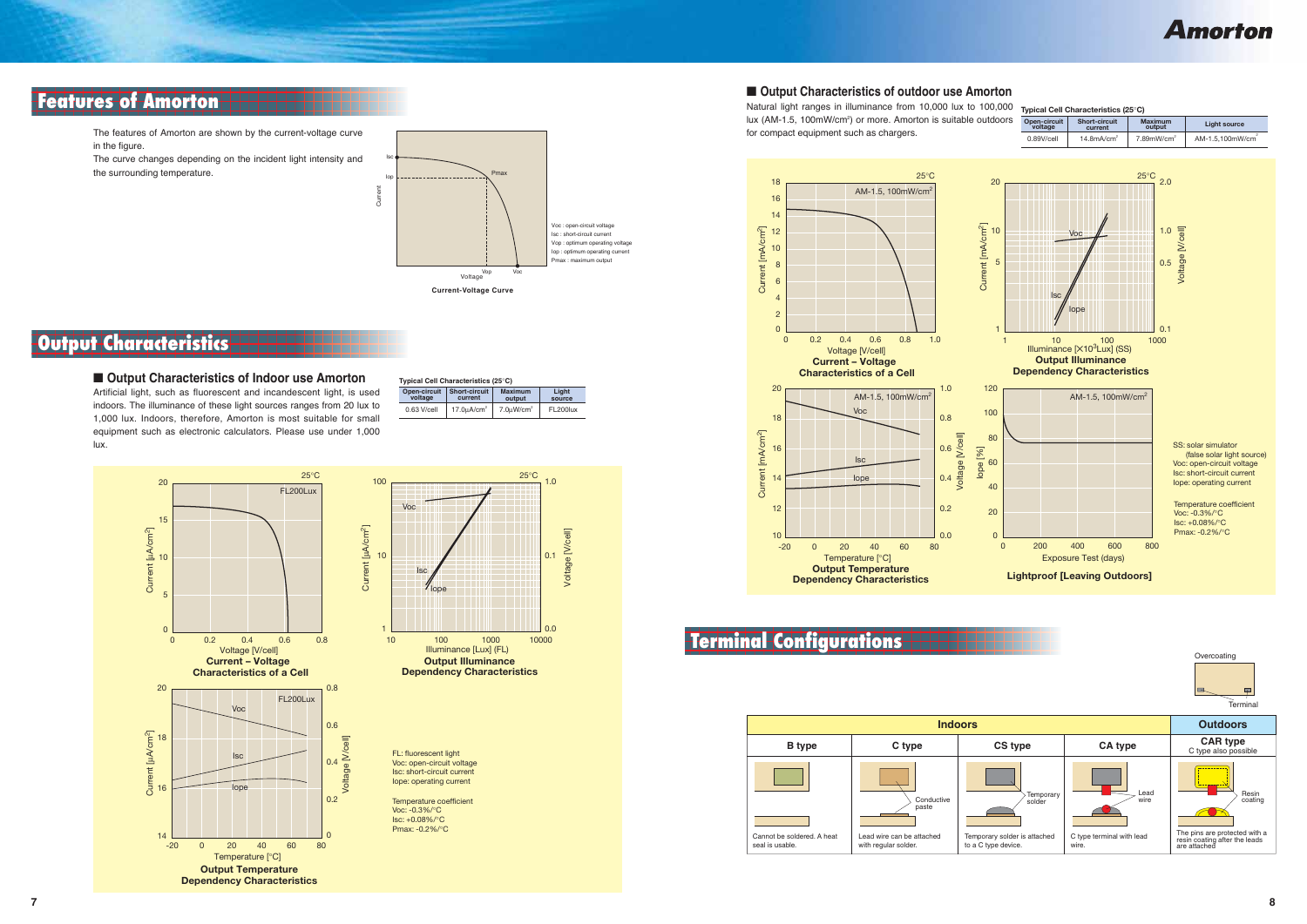# Features of Amorton

The features of Amorton are shown by the current-voltage curve in the figure.
The curve changes depending on the incident light intensity and the surrounding temperature.

Voc : open-circuit voltage
Isc : short-circuit current
Vop : optimum operating voltage
Iop : optimum operating current
Pmax : maximum output

**Current-Voltage Curve**

# Output Characteristics

## ■ Output Characteristics of Indoor use Amorton

Artificial light, such as fluorescent and incandescent light, is used indoors. The illuminance of these light sources ranges from 20 lux to 1,000 lux. Indoors, therefore, Amorton is most suitable for small equipment such as electronic calculators. Please use under 1,000 lux.

**Typical Cell Characteristics (25°C)**

| Open-circuit voltage | Short-circuit current | Maximum output | Light source |
|---|---|---|---|
| 0.63 V/cell | 17.0μA/cm² | 7.0μW/cm² | FL200lux |

**Current – Voltage Characteristics of a Cell**

**Output Illuminance Dependency Characteristics**

**Output Temperature Dependency Characteristics**

FL: fluorescent light
Voc: open-circuit voltage
Isc: short-circuit current
Iope: operating current

Temperature coefficient
Voc: -0.3%/°C
Isc: +0.08%/°C
Pmax: -0.2%/°C

## ■ Output Characteristics of outdoor use Amorton

Natural light ranges in illuminance from 10,000 lux to 100,000 lux (AM-1.5, 100mW/cm²) or more. Amorton is suitable outdoors for compact equipment such as chargers.

**Typical Cell Characteristics (25°C)**

| Open-circuit voltage | Short-circuit current | Maximum output | Light source |
|---|---|---|---|
| 0.89V/cell | 14.8mA/cm² | 7.89mW/cm² | AM-1.5,100mW/cm² |

**Current – Voltage Characteristics of a Cell**

**Output Illuminance Dependency Characteristics**

**Output Temperature Dependency Characteristics**

**Lightproof [Leaving Outdoors]**

SS: solar simulator (false solar light source)
Voc: open-circuit voltage
Isc: short-circuit current
Iope: operating current

Temperature coefficient
Voc: -0.3%/°C
Isc: +0.08%/°C
Pmax: -0.2%/°C

# Terminal Configurations

| Indoors | | | | Outdoors |
|---|---|---|---|---|
| B type | C type | CS type | CA type | CAR type (C type also possible) |
| Cannot be soldered. A heat seal is usable. | Lead wire can be attached with regular solder. (Conductive paste) | Temporary solder is attached to a C type device. (Temporary solder) | C type terminal with lead wire. (Lead wire) | The pins are protected with a resin coating after the leads are attached (Resin coating) |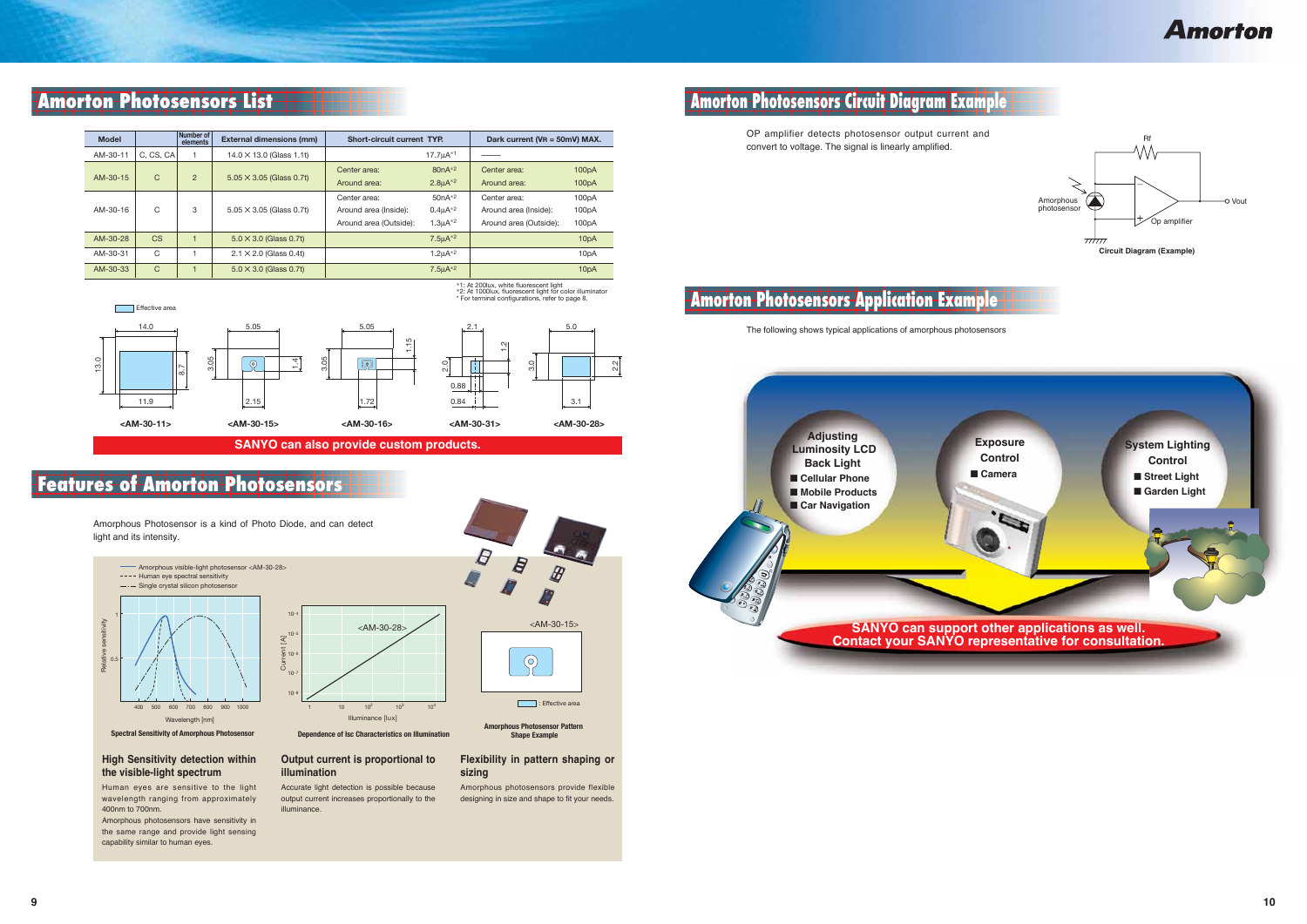# Amorton Photosensors List

| Model | | Number of elements | External dimensions (mm) | Short-circuit current TYP. | | Dark current (VR = 50mV) MAX. | |
|---|---|---|---|---|---|---|---|
| AM-30-11 | C, CS, CA | 1 | 14.0 × 13.0 (Glass 1.1t) | | 17.7μA*1 | —— | |
| AM-30-15 | C | 2 | 5.05 × 3.05 (Glass 0.7t) | Center area: | 80nA*2 | Center area: | 100pA |
| | | | | Around area: | 2.8μA*2 | Around area: | 100pA |
| AM-30-16 | C | 3 | 5.05 × 3.05 (Glass 0.7t) | Center area: | 50nA*2 | Center area: | 100pA |
| | | | | Around area (Inside): | 0.4μA*2 | Around area (Inside): | 100pA |
| | | | | Around area (Outside): | 1.3μA*2 | Around area (Outside): | 100pA |
| AM-30-28 | CS | 1 | 5.0 × 3.0 (Glass 0.7t) | | 7.5μA*2 | | 10pA |
| AM-30-31 | C | 1 | 2.1 × 2.0 (Glass 0.4t) | | 1.2μA*2 | | 10pA |
| AM-30-33 | C | 1 | 5.0 × 3.0 (Glass 0.7t) | | 7.5μA*2 | | 10pA |

*1: At 200lux, white fluorescent light
*2: At 1000lux, fluorescent light for color illuminator
* For terminal configurations, refer to page 8.

Effective area

<AM-30-11> <AM-30-15> <AM-30-16> <AM-30-31> <AM-30-28>

**SANYO can also provide custom products.**

# Features of Amorton Photosensors

Amorphous Photosensor is a kind of Photo Diode, and can detect light and its intensity.

Amorphous visible-light photosensor <AM-30-28>
Human eye spectral sensitivity
Single crystal silicon photosensor

Spectral Sensitivity of Amorphous Photosensor

Dependence of Isc Characteristics on Illumination

<AM-30-15>

: Effective area

Amorphous Photosensor Pattern Shape Example

### High Sensitivity detection within the visible-light spectrum

Human eyes are sensitive to the light wavelength ranging from approximately 400nm to 700nm.
Amorphous photosensors have sensitivity in the same range and provide light sensing capability similar to human eyes.

### Output current is proportional to illumination

Accurate light detection is possible because output current increases proportionally to the illuminance.

### Flexibility in pattern shaping or sizing

Amorphous photosensors provide flexible designing in size and shape to fit your needs.

# Amorton Photosensors Circuit Diagram Example

OP amplifier detects photosensor output current and convert to voltage. The signal is linearly amplified.

Circuit Diagram (Example)

# Amorton Photosensors Application Example

The following shows typical applications of amorphous photosensors

**Adjusting Luminosity LCD Back Light**
- Cellular Phone
- Mobile Products
- Car Navigation

**Exposure Control**
- Camera

**System Lighting Control**
- Street Light
- Garden Light

**SANYO can support other applications as well.
Contact your SANYO representative for consultation.**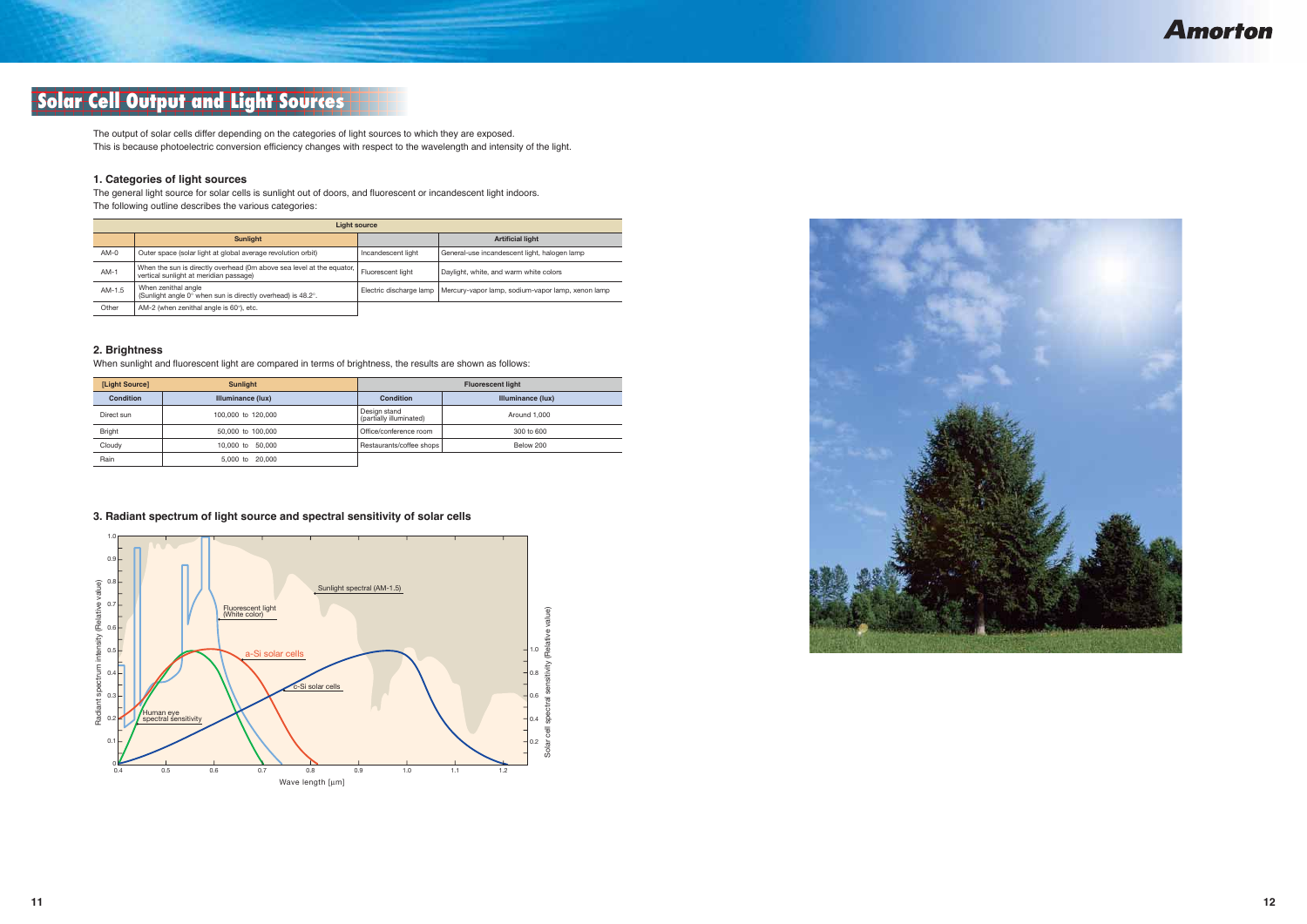# Solar Cell Output and Light Sources

The output of solar cells differ depending on the categories of light sources to which they are exposed.
This is because photoelectric conversion efficiency changes with respect to the wavelength and intensity of the light.

### 1. Categories of light sources

The general light source for solar cells is sunlight out of doors, and fluorescent or incandescent light indoors.
The following outline describes the various categories:

| Light source | | | |
|---|---|---|---|
| | Sunlight | | Artificial light |
| AM-0 | Outer space (solar light at global average revolution orbit) | Incandescent light | General-use incandescent light, halogen lamp |
| AM-1 | When the sun is directly overhead (0m above sea level at the equator, vertical sunlight at meridian passage) | Fluorescent light | Daylight, white, and warm white colors |
| AM-1.5 | When zenithal angle (Sunlight angle 0° when sun is directly overhead) is 48.2°. | Electric discharge lamp | Mercury-vapor lamp, sodium-vapor lamp, xenon lamp |
| Other | AM-2 (when zenithal angle is 60°), etc. | | |

### 2. Brightness

When sunlight and fluorescent light are compared in terms of brightness, the results are shown as follows:

| [Light Source] | Sunlight | Fluorescent light | |
|---|---|---|---|
| Condition | Illuminance (lux) | Condition | Illuminance (lux) |
| Direct sun | 100,000 to 120,000 | Design stand (partially illuminated) | Around 1,000 |
| Bright | 50,000 to 100,000 | Office/conference room | 300 to 600 |
| Cloudy | 10,000 to 50,000 | Restaurants/coffee shops | Below 200 |
| Rain | 5,000 to 20,000 | | |

### 3. Radiant spectrum of light source and spectral sensitivity of solar cells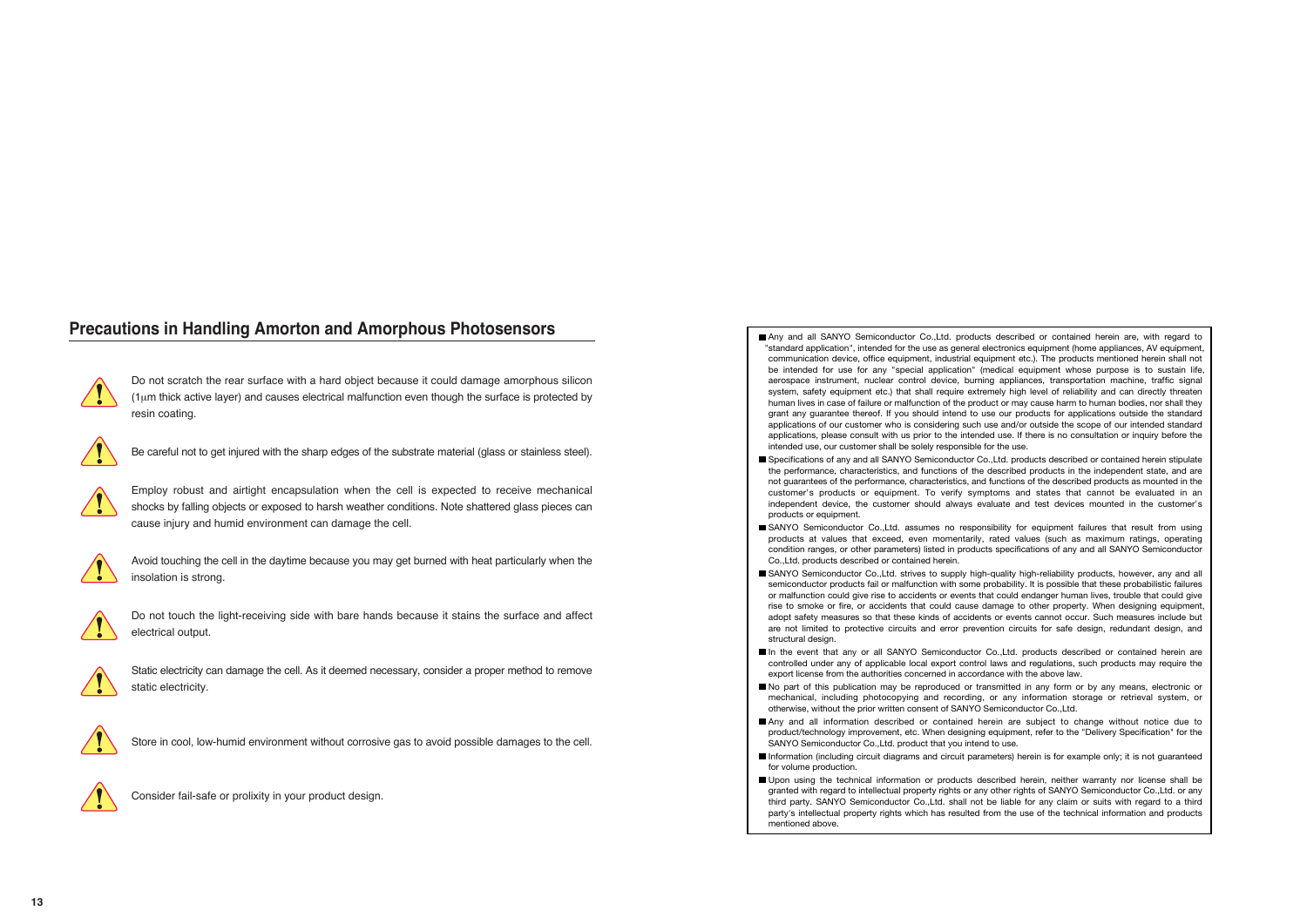## Precautions in Handling Amorton and Amorphous Photosensors

- Do not scratch the rear surface with a hard object because it could damage amorphous silicon (1μm thick active layer) and causes electrical malfunction even though the surface is protected by resin coating.
- Be careful not to get injured with the sharp edges of the substrate material (glass or stainless steel).
- Employ robust and airtight encapsulation when the cell is expected to receive mechanical shocks by falling objects or exposed to harsh weather conditions. Note shattered glass pieces can cause injury and humid environment can damage the cell.
- Avoid touching the cell in the daytime because you may get burned with heat particularly when the insolation is strong.
- Do not touch the light-receiving side with bare hands because it stains the surface and affect electrical output.
- Static electricity can damage the cell. As it deemed necessary, consider a proper method to remove static electricity.
- Store in cool, low-humid environment without corrosive gas to avoid possible damages to the cell.
- Consider fail-safe or prolixity in your product design.

---

- Any and all SANYO Semiconductor Co.,Ltd. products described or contained herein are, with regard to "standard application", intended for the use as general electronics equipment (home appliances, AV equipment, communication device, office equipment, industrial equipment etc.). The products mentioned herein shall not be intended for use for any "special application" (medical equipment whose purpose is to sustain life, aerospace instrument, nuclear control device, burning appliances, transportation machine, traffic signal system, safety equipment etc.) that shall require extremely high level of reliability and can directly threaten human lives in case of failure or malfunction of the product or may cause harm to human bodies, nor shall they grant any guarantee thereof. If you should intend to use our products for applications outside the standard applications of our customer who is considering such use and/or outside the scope of our intended standard applications, please consult with us prior to the intended use. If there is no consultation or inquiry before the intended use, our customer shall be solely responsible for the use.
- Specifications of any and all SANYO Semiconductor Co.,Ltd. products described or contained herein stipulate the performance, characteristics, and functions of the described products in the independent state, and are not guarantees of the performance, characteristics, and functions of the described products as mounted in the customer's products or equipment. To verify symptoms and states that cannot be evaluated in an independent device, the customer should always evaluate and test devices mounted in the customer's products or equipment.
- SANYO Semiconductor Co.,Ltd. assumes no responsibility for equipment failures that result from using products at values that exceed, even momentarily, rated values (such as maximum ratings, operating condition ranges, or other parameters) listed in products specifications of any and all SANYO Semiconductor Co.,Ltd. products described or contained herein.
- SANYO Semiconductor Co.,Ltd. strives to supply high-quality high-reliability products, however, any and all semiconductor products fail or malfunction with some probability. It is possible that these probabilistic failures or malfunction could give rise to accidents or events that could endanger human lives, trouble that could give rise to smoke or fire, or accidents that could cause damage to other property. When designing equipment, adopt safety measures so that these kinds of accidents or events cannot occur. Such measures include but are not limited to protective circuits and error prevention circuits for safe design, redundant design, and structural design.
- In the event that any or all SANYO Semiconductor Co.,Ltd. products described or contained herein are controlled under any of applicable local export control laws and regulations, such products may require the export license from the authorities concerned in accordance with the above law.
- No part of this publication may be reproduced or transmitted in any form or by any means, electronic or mechanical, including photocopying and recording, or any information storage or retrieval system, or otherwise, without the prior written consent of SANYO Semiconductor Co.,Ltd.
- Any and all information described or contained herein are subject to change without notice due to product/technology improvement, etc. When designing equipment, refer to the "Delivery Specification" for the SANYO Semiconductor Co.,Ltd. product that you intend to use.
- Information (including circuit diagrams and circuit parameters) herein is for example only; it is not guaranteed for volume production.
- Upon using the technical information or products described herein, neither warranty nor license shall be granted with regard to intellectual property rights or any other rights of SANYO Semiconductor Co.,Ltd. or any third party. SANYO Semiconductor Co.,Ltd. shall not be liable for any claim or suits with regard to a third party's intellectual property rights which has resulted from the use of the technical information and products mentioned above.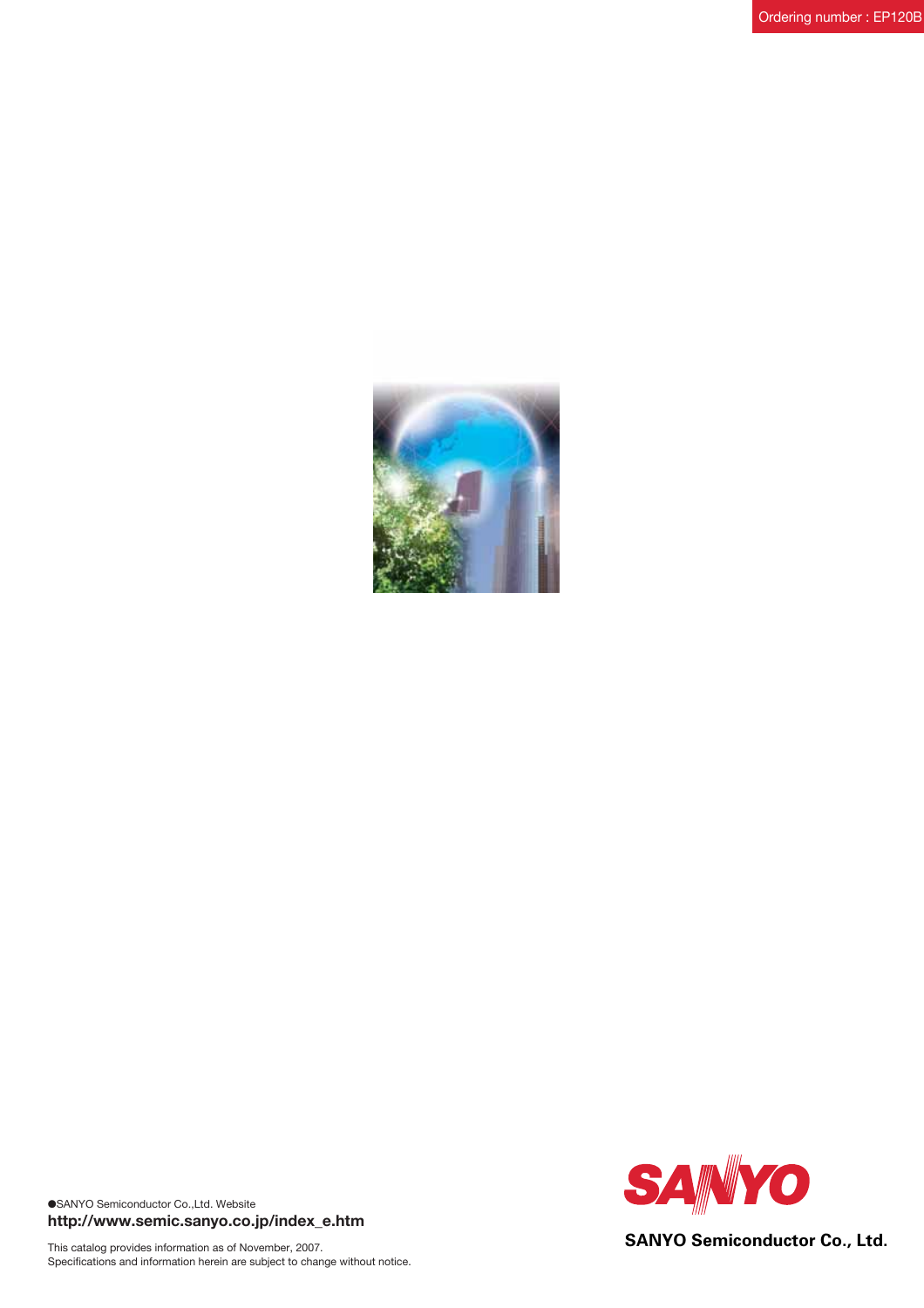Ordering number : EP120B

●SANYO Semiconductor Co.,Ltd. Website
**http://www.semic.sanyo.co.jp/index_e.htm**

This catalog provides information as of November, 2007.
Specifications and information herein are subject to change without notice.

SANYO

**SANYO Semiconductor Co., Ltd.**